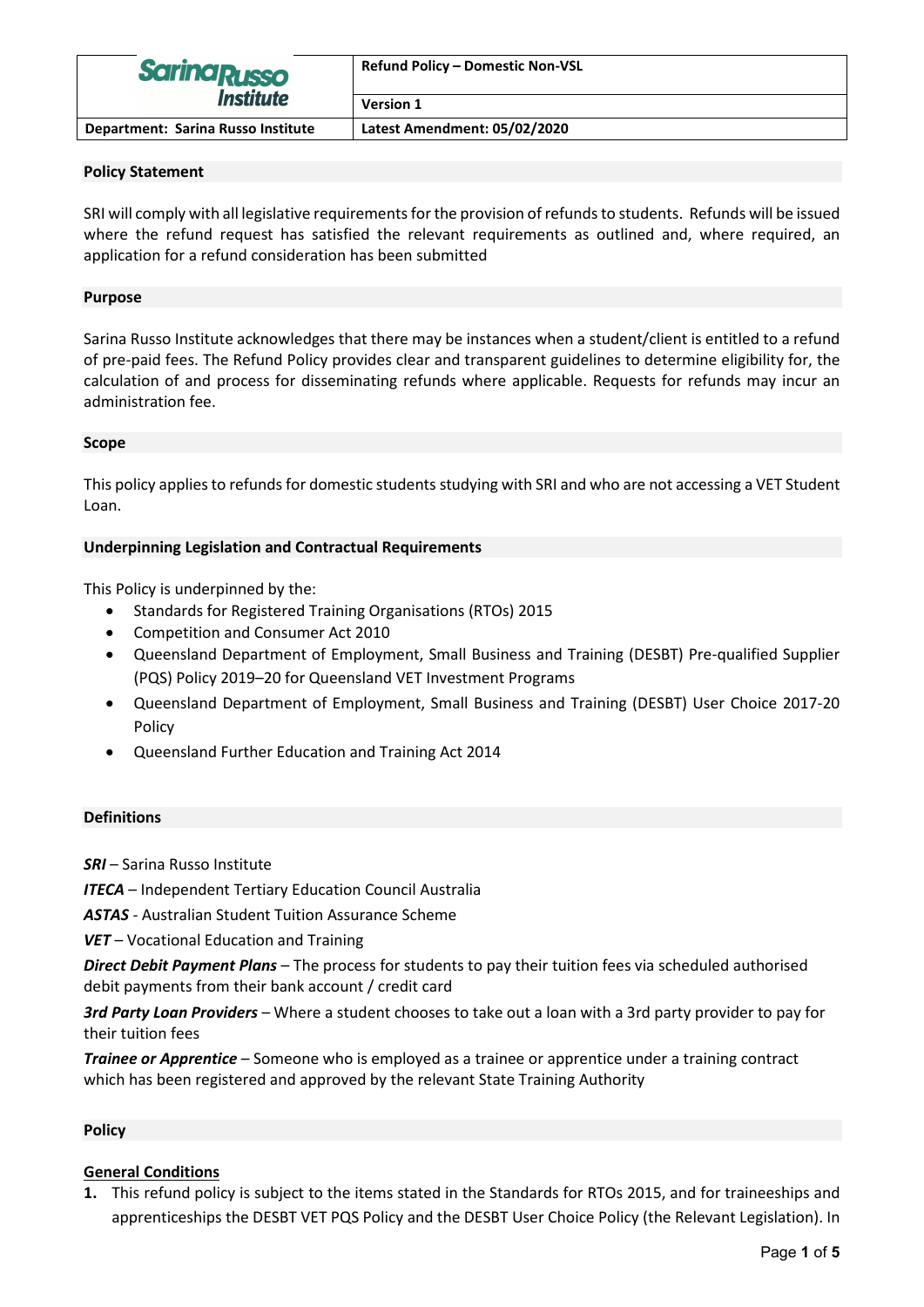| Sarina Russo Institute | Refund Policy – Domestic Non-VSL |
|---|---|
| | Version 1 |
| Department: Sarina Russo Institute | Latest Amendment: 05/02/2020 |

## Policy Statement

SRI will comply with all legislative requirements for the provision of refunds to students. Refunds will be issued where the refund request has satisfied the relevant requirements as outlined and, where required, an application for a refund consideration has been submitted

## Purpose

Sarina Russo Institute acknowledges that there may be instances when a student/client is entitled to a refund of pre-paid fees. The Refund Policy provides clear and transparent guidelines to determine eligibility for, the calculation of and process for disseminating refunds where applicable. Requests for refunds may incur an administration fee.

## Scope

This policy applies to refunds for domestic students studying with SRI and who are not accessing a VET Student Loan.

## Underpinning Legislation and Contractual Requirements

This Policy is underpinned by the:

- Standards for Registered Training Organisations (RTOs) 2015
- Competition and Consumer Act 2010
- Queensland Department of Employment, Small Business and Training (DESBT) Pre-qualified Supplier (PQS) Policy 2019–20 for Queensland VET Investment Programs
- Queensland Department of Employment, Small Business and Training (DESBT) User Choice 2017-20 Policy
- Queensland Further Education and Training Act 2014

## Definitions

***SRI*** – Sarina Russo Institute

***ITECA*** – Independent Tertiary Education Council Australia

***ASTAS*** - Australian Student Tuition Assurance Scheme

***VET*** – Vocational Education and Training

***Direct Debit Payment Plans*** – The process for students to pay their tuition fees via scheduled authorised debit payments from their bank account / credit card

***3rd Party Loan Providers*** – Where a student chooses to take out a loan with a 3rd party provider to pay for their tuition fees

***Trainee or Apprentice*** – Someone who is employed as a trainee or apprentice under a training contract which has been registered and approved by the relevant State Training Authority

## Policy

### General Conditions

1. This refund policy is subject to the items stated in the Standards for RTOs 2015, and for traineeships and apprenticeships the DESBT VET PQS Policy and the DESBT User Choice Policy (the Relevant Legislation). In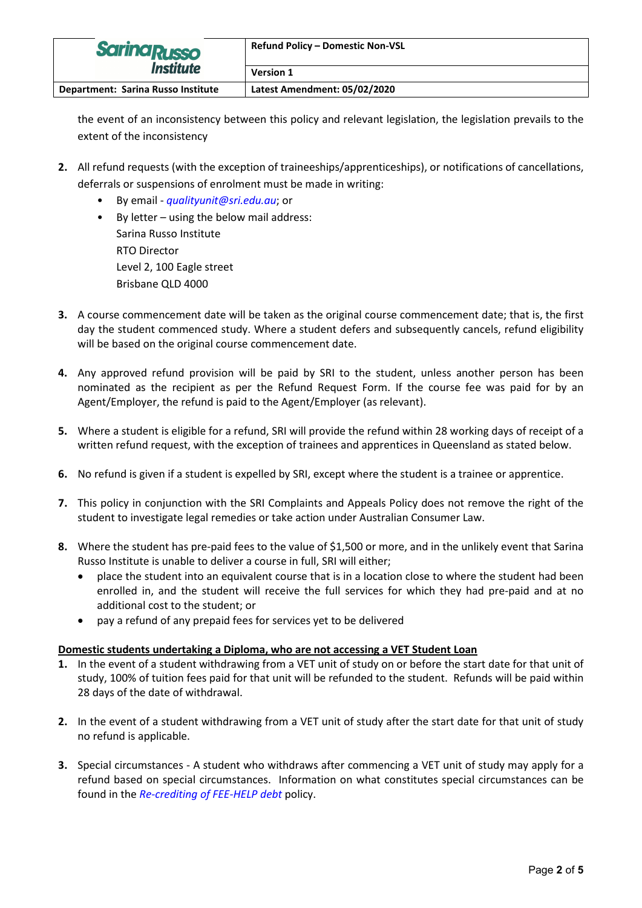the event of an inconsistency between this policy and relevant legislation, the legislation prevails to the extent of the inconsistency

2. All refund requests (with the exception of traineeships/apprenticeships), or notifications of cancellations, deferrals or suspensions of enrolment must be made in writing:
   - By email - *qualityunit@sri.edu.au*; or
   - By letter – using the below mail address:
     Sarina Russo Institute
     RTO Director
     Level 2, 100 Eagle street
     Brisbane QLD 4000

3. A course commencement date will be taken as the original course commencement date; that is, the first day the student commenced study. Where a student defers and subsequently cancels, refund eligibility will be based on the original course commencement date.

4. Any approved refund provision will be paid by SRI to the student, unless another person has been nominated as the recipient as per the Refund Request Form. If the course fee was paid for by an Agent/Employer, the refund is paid to the Agent/Employer (as relevant).

5. Where a student is eligible for a refund, SRI will provide the refund within 28 working days of receipt of a written refund request, with the exception of trainees and apprentices in Queensland as stated below.

6. No refund is given if a student is expelled by SRI, except where the student is a trainee or apprentice.

7. This policy in conjunction with the SRI Complaints and Appeals Policy does not remove the right of the student to investigate legal remedies or take action under Australian Consumer Law.

8. Where the student has pre-paid fees to the value of $1,500 or more, and in the unlikely event that Sarina Russo Institute is unable to deliver a course in full, SRI will either;
   - place the student into an equivalent course that is in a location close to where the student had been enrolled in, and the student will receive the full services for which they had pre-paid and at no additional cost to the student; or
   - pay a refund of any prepaid fees for services yet to be delivered

**Domestic students undertaking a Diploma, who are not accessing a VET Student Loan**

1. In the event of a student withdrawing from a VET unit of study on or before the start date for that unit of study, 100% of tuition fees paid for that unit will be refunded to the student. Refunds will be paid within 28 days of the date of withdrawal.

2. In the event of a student withdrawing from a VET unit of study after the start date for that unit of study no refund is applicable.

3. Special circumstances - A student who withdraws after commencing a VET unit of study may apply for a refund based on special circumstances. Information on what constitutes special circumstances can be found in the *Re-crediting of FEE-HELP debt* policy.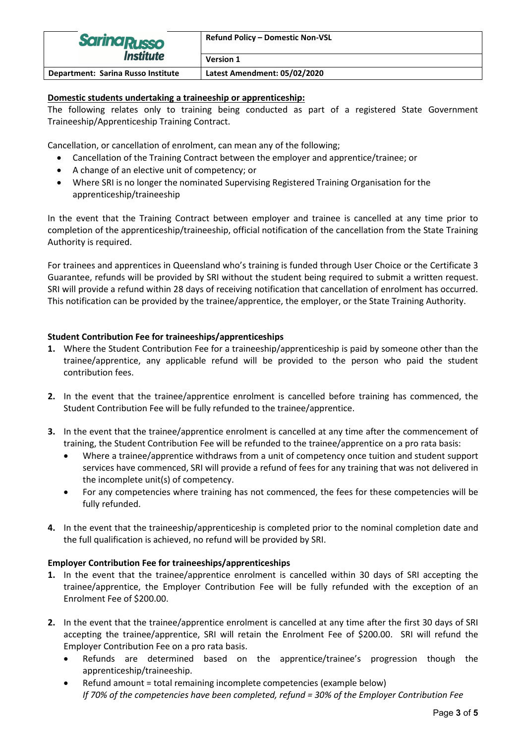**Domestic students undertaking a traineeship or apprenticeship:**

The following relates only to training being conducted as part of a registered State Government Traineeship/Apprenticeship Training Contract.

Cancellation, or cancellation of enrolment, can mean any of the following;

- Cancellation of the Training Contract between the employer and apprentice/trainee; or
- A change of an elective unit of competency; or
- Where SRI is no longer the nominated Supervising Registered Training Organisation for the apprenticeship/traineeship

In the event that the Training Contract between employer and trainee is cancelled at any time prior to completion of the apprenticeship/traineeship, official notification of the cancellation from the State Training Authority is required.

For trainees and apprentices in Queensland who's training is funded through User Choice or the Certificate 3 Guarantee, refunds will be provided by SRI without the student being required to submit a written request. SRI will provide a refund within 28 days of receiving notification that cancellation of enrolment has occurred. This notification can be provided by the trainee/apprentice, the employer, or the State Training Authority.

**Student Contribution Fee for traineeships/apprenticeships**

1. Where the Student Contribution Fee for a traineeship/apprenticeship is paid by someone other than the trainee/apprentice, any applicable refund will be provided to the person who paid the student contribution fees.
2. In the event that the trainee/apprentice enrolment is cancelled before training has commenced, the Student Contribution Fee will be fully refunded to the trainee/apprentice.
3. In the event that the trainee/apprentice enrolment is cancelled at any time after the commencement of training, the Student Contribution Fee will be refunded to the trainee/apprentice on a pro rata basis:
   - Where a trainee/apprentice withdraws from a unit of competency once tuition and student support services have commenced, SRI will provide a refund of fees for any training that was not delivered in the incomplete unit(s) of competency.
   - For any competencies where training has not commenced, the fees for these competencies will be fully refunded.
4. In the event that the traineeship/apprenticeship is completed prior to the nominal completion date and the full qualification is achieved, no refund will be provided by SRI.

**Employer Contribution Fee for traineeships/apprenticeships**

1. In the event that the trainee/apprentice enrolment is cancelled within 30 days of SRI accepting the trainee/apprentice, the Employer Contribution Fee will be fully refunded with the exception of an Enrolment Fee of $200.00.
2. In the event that the trainee/apprentice enrolment is cancelled at any time after the first 30 days of SRI accepting the trainee/apprentice, SRI will retain the Enrolment Fee of $200.00. SRI will refund the Employer Contribution Fee on a pro rata basis.
   - Refunds are determined based on the apprentice/trainee's progression though the apprenticeship/traineeship.
   - Refund amount = total remaining incomplete competencies (example below)
     *If 70% of the competencies have been completed, refund = 30% of the Employer Contribution Fee*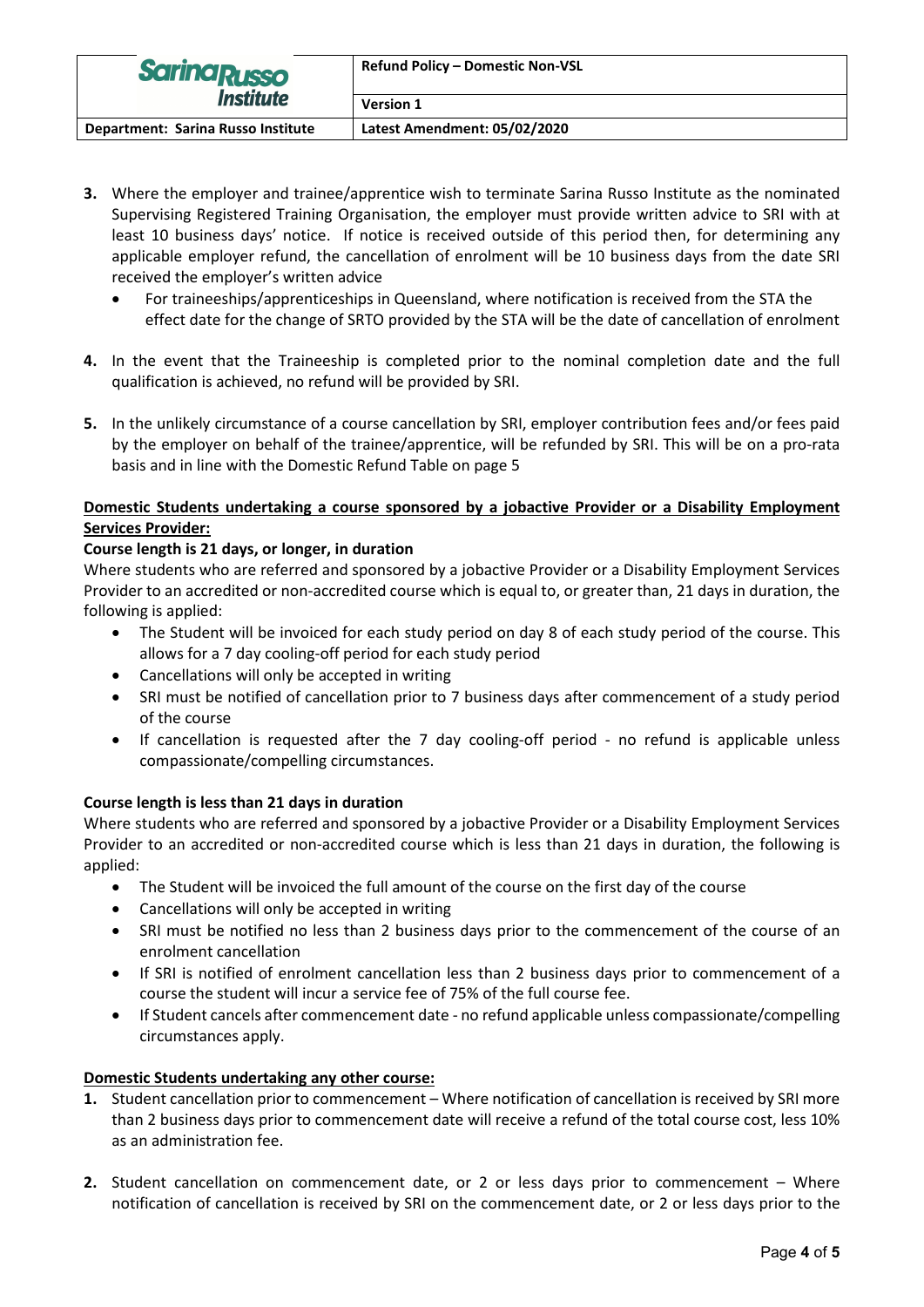3. Where the employer and trainee/apprentice wish to terminate Sarina Russo Institute as the nominated Supervising Registered Training Organisation, the employer must provide written advice to SRI with at least 10 business days' notice. If notice is received outside of this period then, for determining any applicable employer refund, the cancellation of enrolment will be 10 business days from the date SRI received the employer's written advice
   - For traineeships/apprenticeships in Queensland, where notification is received from the STA the effect date for the change of SRTO provided by the STA will be the date of cancellation of enrolment

4. In the event that the Traineeship is completed prior to the nominal completion date and the full qualification is achieved, no refund will be provided by SRI.

5. In the unlikely circumstance of a course cancellation by SRI, employer contribution fees and/or fees paid by the employer on behalf of the trainee/apprentice, will be refunded by SRI. This will be on a pro-rata basis and in line with the Domestic Refund Table on page 5

**Domestic Students undertaking a course sponsored by a jobactive Provider or a Disability Employment Services Provider:**

**Course length is 21 days, or longer, in duration**

Where students who are referred and sponsored by a jobactive Provider or a Disability Employment Services Provider to an accredited or non-accredited course which is equal to, or greater than, 21 days in duration, the following is applied:

- The Student will be invoiced for each study period on day 8 of each study period of the course. This allows for a 7 day cooling-off period for each study period
- Cancellations will only be accepted in writing
- SRI must be notified of cancellation prior to 7 business days after commencement of a study period of the course
- If cancellation is requested after the 7 day cooling-off period - no refund is applicable unless compassionate/compelling circumstances.

**Course length is less than 21 days in duration**

Where students who are referred and sponsored by a jobactive Provider or a Disability Employment Services Provider to an accredited or non-accredited course which is less than 21 days in duration, the following is applied:

- The Student will be invoiced the full amount of the course on the first day of the course
- Cancellations will only be accepted in writing
- SRI must be notified no less than 2 business days prior to the commencement of the course of an enrolment cancellation
- If SRI is notified of enrolment cancellation less than 2 business days prior to commencement of a course the student will incur a service fee of 75% of the full course fee.
- If Student cancels after commencement date - no refund applicable unless compassionate/compelling circumstances apply.

**Domestic Students undertaking any other course:**

1. Student cancellation prior to commencement – Where notification of cancellation is received by SRI more than 2 business days prior to commencement date will receive a refund of the total course cost, less 10% as an administration fee.

2. Student cancellation on commencement date, or 2 or less days prior to commencement – Where notification of cancellation is received by SRI on the commencement date, or 2 or less days prior to the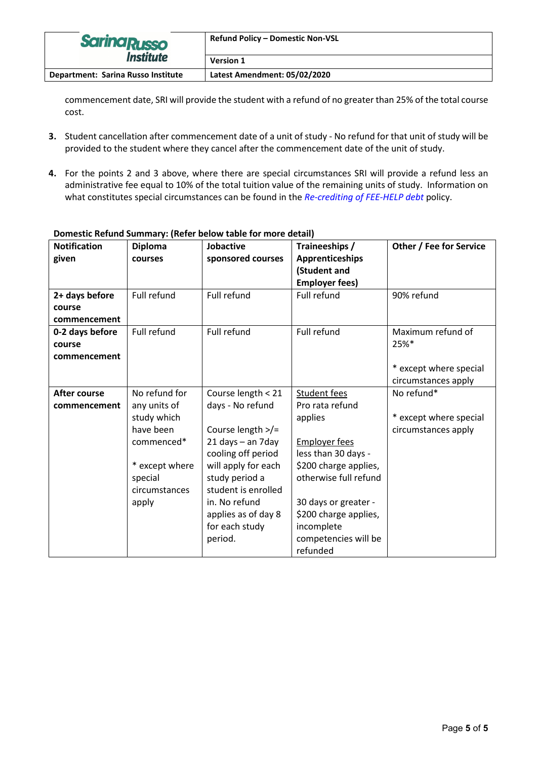commencement date, SRI will provide the student with a refund of no greater than 25% of the total course cost.

3. Student cancellation after commencement date of a unit of study - No refund for that unit of study will be provided to the student where they cancel after the commencement date of the unit of study.

4. For the points 2 and 3 above, where there are special circumstances SRI will provide a refund less an administrative fee equal to 10% of the total tuition value of the remaining units of study. Information on what constitutes special circumstances can be found in the *Re-crediting of FEE-HELP debt* policy.

**Domestic Refund Summary: (Refer below table for more detail)**

| **Notification given** | **Diploma courses** | **Jobactive sponsored courses** | **Traineeships / Apprenticeships (Student and Employer fees)** | **Other / Fee for Service** |
|---|---|---|---|---|
| **2+ days before course commencement** | Full refund | Full refund | Full refund | 90% refund |
| **0-2 days before course commencement** | Full refund | Full refund | Full refund | Maximum refund of 25%*<br><br>* except where special circumstances apply |
| **After course commencement** | No refund for any units of study which have been commenced*<br><br>* except where special circumstances apply | Course length < 21 days - No refund<br><br>Course length >/= 21 days – an 7day cooling off period will apply for each study period a student is enrolled in. No refund applies as of day 8 for each study period. | <u>Student fees</u><br>Pro rata refund applies<br><br><u>Employer fees</u><br>less than 30 days - $200 charge applies, otherwise full refund<br><br>30 days or greater - $200 charge applies, incomplete competencies will be refunded | No refund*<br><br>* except where special circumstances apply |